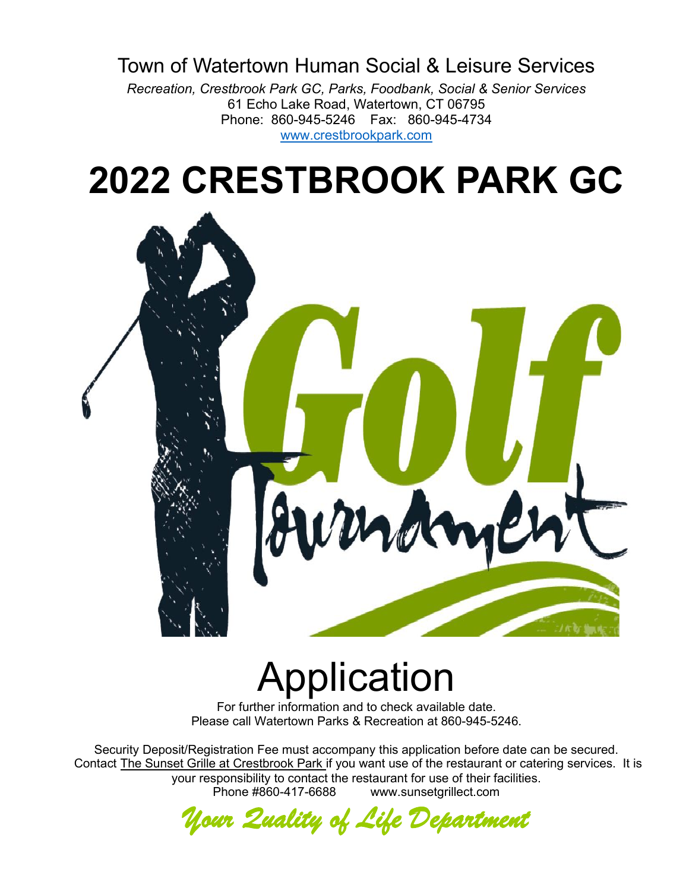Town of Watertown Human Social & Leisure Services

*Recreation, Crestbrook Park GC, Parks, Foodbank, Social & Senior Services*

61 Echo Lake Road, Watertown, CT 06795

Phone: 860-945-5246 Fax: 860-945-4734

www.crestbrookpark.com

# 2022 CRESTBROOK PARK GC

Golf Tournament

# Application

For further information and to check available date.
Please call Watertown Parks & Recreation at 860-945-5246.

Security Deposit/Registration Fee must accompany this application before date can be secured. Contact The Sunset Grille at Crestbrook Park if you want use of the restaurant or catering services. It is your responsibility to contact the restaurant for use of their facilities.
Phone #860-417-6688 www.sunsetgrillect.com

*Your Quality of Life Department*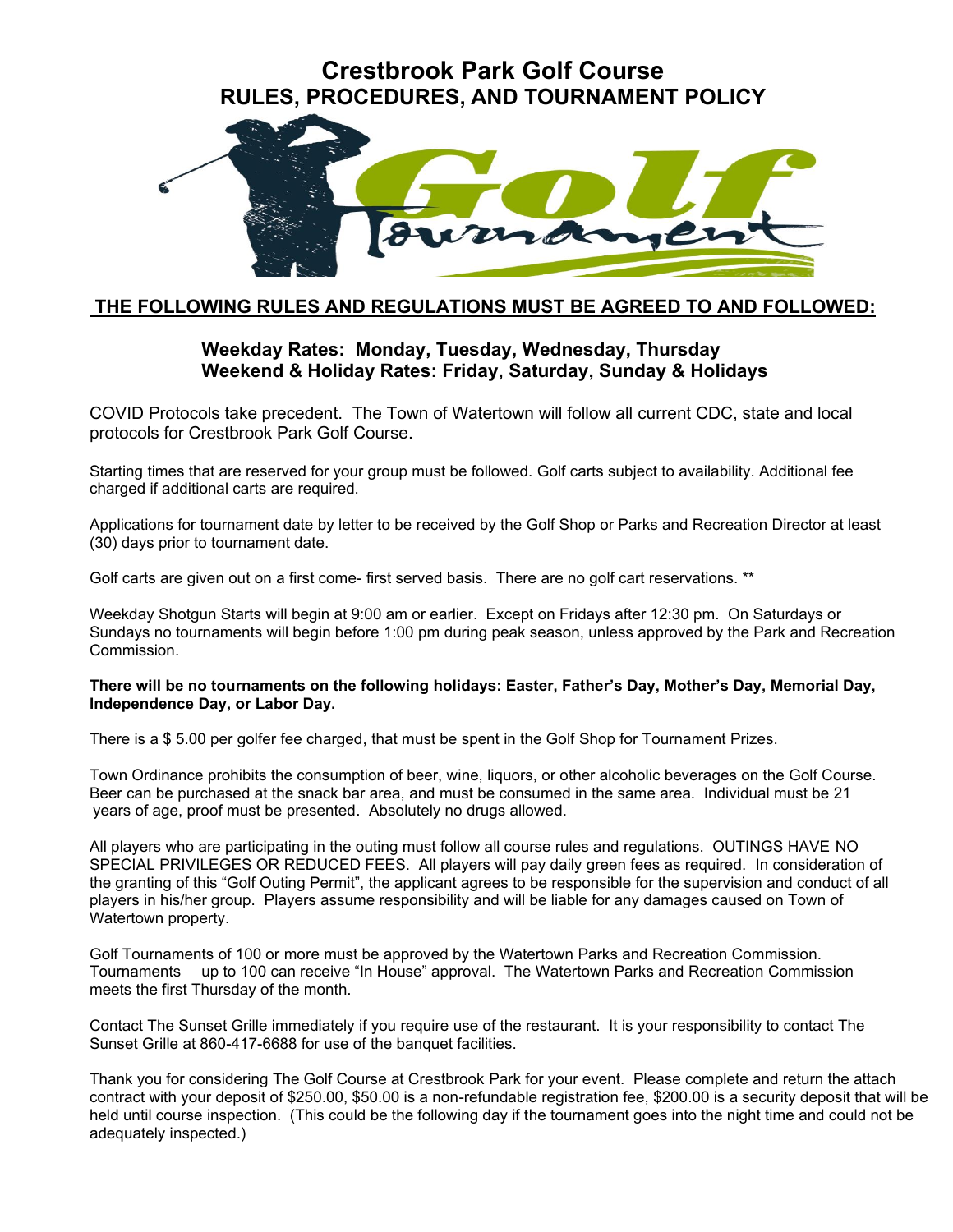# Crestbrook Park Golf Course
## RULES, PROCEDURES, AND TOURNAMENT POLICY

**THE FOLLOWING RULES AND REGULATIONS MUST BE AGREED TO AND FOLLOWED:**

**Weekday Rates: Monday, Tuesday, Wednesday, Thursday**
**Weekend & Holiday Rates: Friday, Saturday, Sunday & Holidays**

COVID Protocols take precedent. The Town of Watertown will follow all current CDC, state and local protocols for Crestbrook Park Golf Course.

Starting times that are reserved for your group must be followed. Golf carts subject to availability. Additional fee charged if additional carts are required.

Applications for tournament date by letter to be received by the Golf Shop or Parks and Recreation Director at least (30) days prior to tournament date.

Golf carts are given out on a first come- first served basis. There are no golf cart reservations. **

Weekday Shotgun Starts will begin at 9:00 am or earlier. Except on Fridays after 12:30 pm. On Saturdays or Sundays no tournaments will begin before 1:00 pm during peak season, unless approved by the Park and Recreation Commission.

**There will be no tournaments on the following holidays: Easter, Father's Day, Mother's Day, Memorial Day, Independence Day, or Labor Day.**

There is a $ 5.00 per golfer fee charged, that must be spent in the Golf Shop for Tournament Prizes.

Town Ordinance prohibits the consumption of beer, wine, liquors, or other alcoholic beverages on the Golf Course. Beer can be purchased at the snack bar area, and must be consumed in the same area. Individual must be 21 years of age, proof must be presented. Absolutely no drugs allowed.

All players who are participating in the outing must follow all course rules and regulations. OUTINGS HAVE NO SPECIAL PRIVILEGES OR REDUCED FEES. All players will pay daily green fees as required. In consideration of the granting of this "Golf Outing Permit", the applicant agrees to be responsible for the supervision and conduct of all players in his/her group. Players assume responsibility and will be liable for any damages caused on Town of Watertown property.

Golf Tournaments of 100 or more must be approved by the Watertown Parks and Recreation Commission. Tournaments up to 100 can receive "In House" approval. The Watertown Parks and Recreation Commission meets the first Thursday of the month.

Contact The Sunset Grille immediately if you require use of the restaurant. It is your responsibility to contact The Sunset Grille at 860-417-6688 for use of the banquet facilities.

Thank you for considering The Golf Course at Crestbrook Park for your event. Please complete and return the attach contract with your deposit of $250.00, $50.00 is a non-refundable registration fee, $200.00 is a security deposit that will be held until course inspection. (This could be the following day if the tournament goes into the night time and could not be adequately inspected.)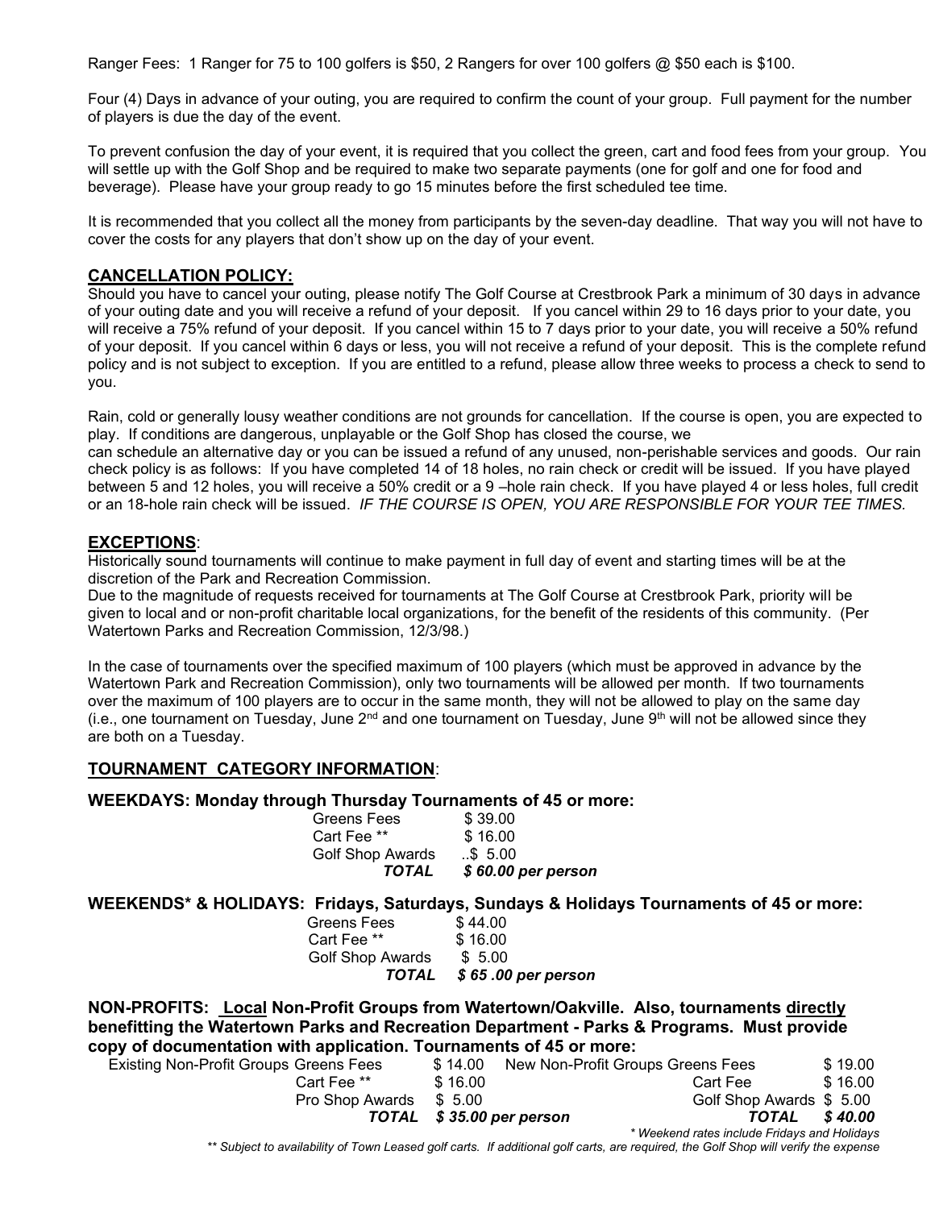Ranger Fees: 1 Ranger for 75 to 100 golfers is $50, 2 Rangers for over 100 golfers @ $50 each is $100.

Four (4) Days in advance of your outing, you are required to confirm the count of your group. Full payment for the number of players is due the day of the event.

To prevent confusion the day of your event, it is required that you collect the green, cart and food fees from your group. You will settle up with the Golf Shop and be required to make two separate payments (one for golf and one for food and beverage). Please have your group ready to go 15 minutes before the first scheduled tee time.

It is recommended that you collect all the money from participants by the seven-day deadline. That way you will not have to cover the costs for any players that don't show up on the day of your event.

## CANCELLATION POLICY:

Should you have to cancel your outing, please notify The Golf Course at Crestbrook Park a minimum of 30 days in advance of your outing date and you will receive a refund of your deposit. If you cancel within 29 to 16 days prior to your date, you will receive a 75% refund of your deposit. If you cancel within 15 to 7 days prior to your date, you will receive a 50% refund of your deposit. If you cancel within 6 days or less, you will not receive a refund of your deposit. This is the complete refund policy and is not subject to exception. If you are entitled to a refund, please allow three weeks to process a check to send to you.

Rain, cold or generally lousy weather conditions are not grounds for cancellation. If the course is open, you are expected to play. If conditions are dangerous, unplayable or the Golf Shop has closed the course, we
can schedule an alternative day or you can be issued a refund of any unused, non-perishable services and goods. Our rain check policy is as follows: If you have completed 14 of 18 holes, no rain check or credit will be issued. If you have played between 5 and 12 holes, you will receive a 50% credit or a 9 –hole rain check. If you have played 4 or less holes, full credit or an 18-hole rain check will be issued. *IF THE COURSE IS OPEN, YOU ARE RESPONSIBLE FOR YOUR TEE TIMES.*

## EXCEPTIONS:

Historically sound tournaments will continue to make payment in full day of event and starting times will be at the discretion of the Park and Recreation Commission.
Due to the magnitude of requests received for tournaments at The Golf Course at Crestbrook Park, priority will be given to local and or non-profit charitable local organizations, for the benefit of the residents of this community. (Per Watertown Parks and Recreation Commission, 12/3/98.)

In the case of tournaments over the specified maximum of 100 players (which must be approved in advance by the Watertown Park and Recreation Commission), only two tournaments will be allowed per month. If two tournaments over the maximum of 100 players are to occur in the same month, they will not be allowed to play on the same day (i.e., one tournament on Tuesday, June 2nd and one tournament on Tuesday, June 9th will not be allowed since they are both on a Tuesday.

## TOURNAMENT CATEGORY INFORMATION:

### WEEKDAYS: Monday through Thursday Tournaments of 45 or more:

| | |
|---|---|
| Greens Fees | $ 39.00 |
| Cart Fee ** | $ 16.00 |
| Golf Shop Awards | ..$ 5.00 |
| ***TOTAL*** | ***$ 60.00 per person*** |

### WEEKENDS* & HOLIDAYS: Fridays, Saturdays, Sundays & Holidays Tournaments of 45 or more:

| | |
|---|---|
| Greens Fees | $ 44.00 |
| Cart Fee ** | $ 16.00 |
| Golf Shop Awards | $ 5.00 |
| ***TOTAL*** | ***$ 65 .00 per person*** |

### NON-PROFITS: Local Non-Profit Groups from Watertown/Oakville. Also, tournaments directly benefitting the Watertown Parks and Recreation Department - Parks & Programs. Must provide copy of documentation with application. Tournaments of 45 or more:

| Existing Non-Profit Groups | | New Non-Profit Groups | |
|---|---|---|---|
| Greens Fees | $ 14.00 | Greens Fees | $ 19.00 |
| Cart Fee ** | $ 16.00 | Cart Fee | $ 16.00 |
| Pro Shop Awards | $ 5.00 | Golf Shop Awards | $ 5.00 |
| ***TOTAL*** | ***$ 35.00 per person*** | ***TOTAL*** | ***$ 40.00*** |

*\* Weekend rates include Fridays and Holidays*

*\*\* Subject to availability of Town Leased golf carts. If additional golf carts, are required, the Golf Shop will verify the expense*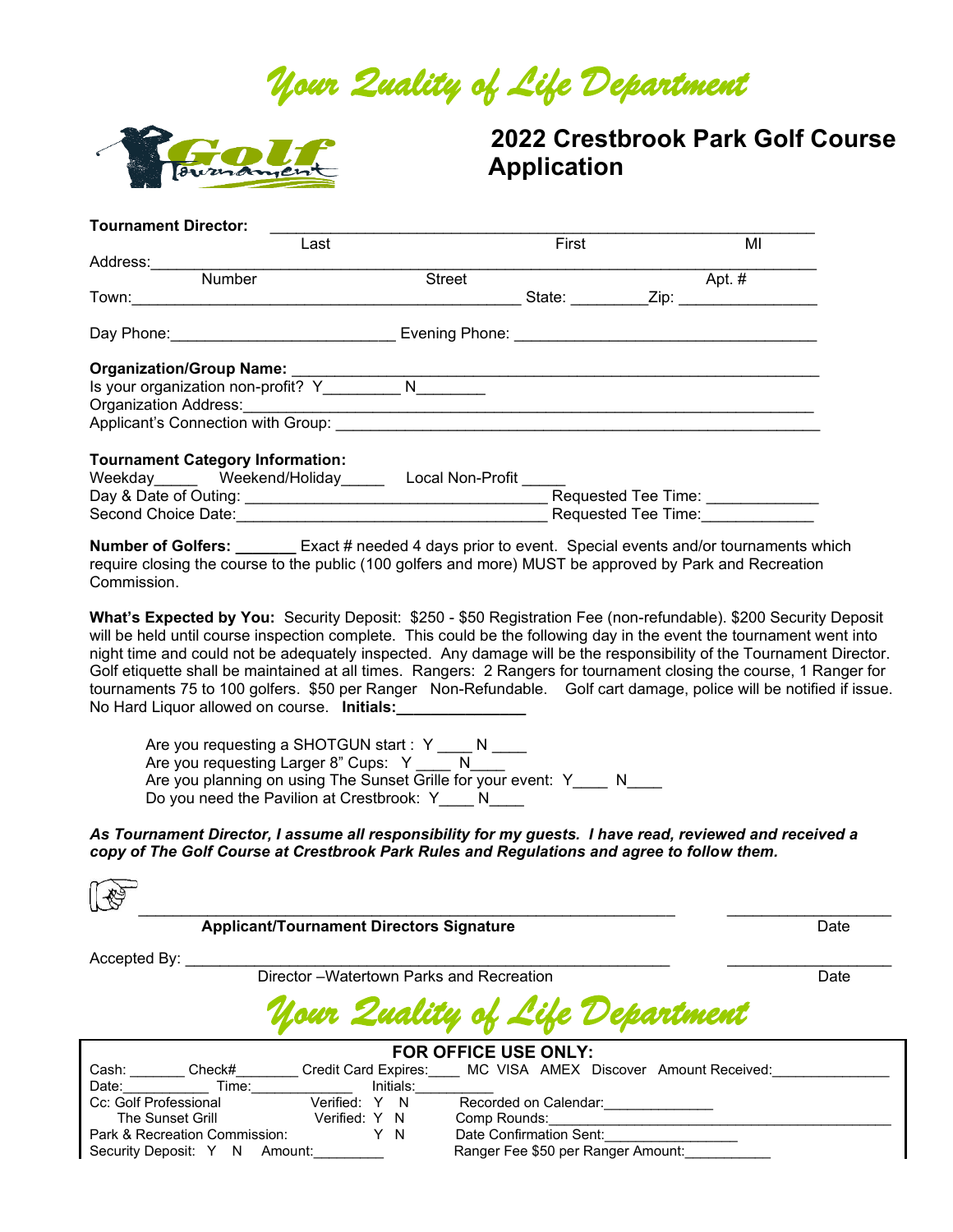# *Your Quality of Life Department*

## 2022 Crestbrook Park Golf Course Application

**Tournament Director:** ______________________________________________
Last First MI

Address: ______________________________________________
Number Street Apt. #

Town: ______________________________ State: ________ Zip: ______________

Day Phone: ________________________ Evening Phone: ______________________________

**Organization/Group Name:** ______________________________________________

Is your organization non-profit? Y________ N________

Organization Address: ______________________________________________

Applicant's Connection with Group: ______________________________________________

**Tournament Category Information:**

Weekday_____ Weekend/Holiday_____ Local Non-Profit _____

Day & Date of Outing: ______________________________ Requested Tee Time: ____________

Second Choice Date: ______________________________ Requested Tee Time: ____________

**Number of Golfers:** _______ Exact # needed 4 days prior to event. Special events and/or tournaments which require closing the course to the public (100 golfers and more) MUST be approved by Park and Recreation Commission.

**What's Expected by You:** Security Deposit: $250 - $50 Registration Fee (non-refundable). $200 Security Deposit will be held until course inspection complete. This could be the following day in the event the tournament went into night time and could not be adequately inspected. Any damage will be the responsibility of the Tournament Director. Golf etiquette shall be maintained at all times. Rangers: 2 Rangers for tournament closing the course, 1 Ranger for tournaments 75 to 100 golfers. $50 per Ranger Non-Refundable. Golf cart damage, police will be notified if issue. No Hard Liquor allowed on course. **Initials:**______________

Are you requesting a SHOTGUN start : Y ____ N ____
Are you requesting Larger 8" Cups: Y ____ N____
Are you planning on using The Sunset Grille for your event: Y____ N____
Do you need the Pavilion at Crestbrook: Y____ N____

***As Tournament Director, I assume all responsibility for my guests. I have read, reviewed and received a copy of The Golf Course at Crestbrook Park Rules and Regulations and agree to follow them.***

______________________________________________ ________________
**Applicant/Tournament Directors Signature** Date

Accepted By: ______________________________________________ ________________
Director –Watertown Parks and Recreation Date

# *Your Quality of Life Department*

**FOR OFFICE USE ONLY:**

Cash: _______ Check#________ Credit Card Expires:____ MC VISA AMEX Discover Amount Received:______________

Date:__________ Time:____________ Initials:__________

Cc: Golf Professional Verified: Y N Recorded on Calendar:_____________

The Sunset Grill Verified: Y N Comp Rounds:______________________________

Park & Recreation Commission: Y N Date Confirmation Sent:________________

Security Deposit: Y N Amount:_________ Ranger Fee $50 per Ranger Amount:___________